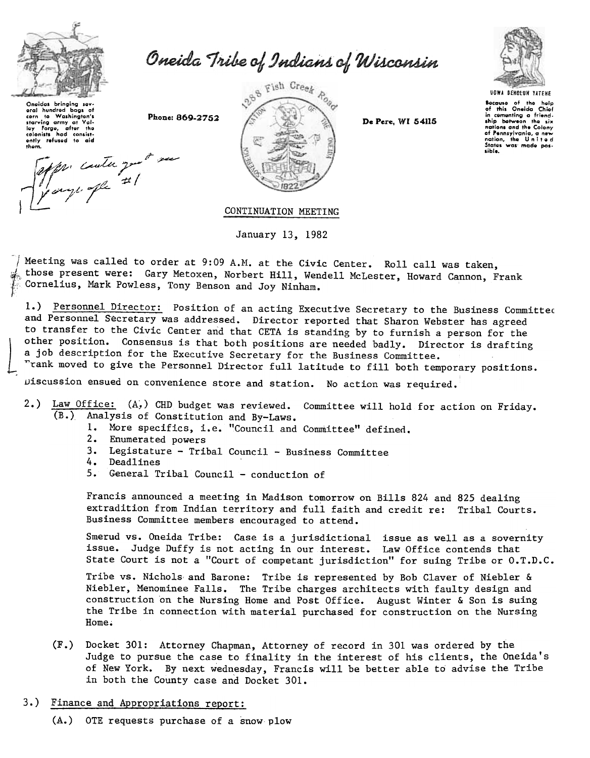# Oneida Tribe of Indians of Wisconsin

Oneidas bringing several hundred bags of corn to Washington's starving army at Valley Forge, after the colonists had consistently refused to aid them.

Phone: 869-2752

1288 Fish Creek Road

De Pere, WI 54115

UGWA DEHOLUH YATEHE

Because of the help of this Oneida Chief in cementing a friendship between the six nations and the Colony of Pennsylvania, a new nation, the United States was made possible.

Appr. conta[?] yes[?] ... page[?] #1

CONTINUATION MEETING

January 13, 1982

Meeting was called to order at 9:09 A.M. at the Civic Center. Roll call was taken, those present were: Gary Metoxen, Norbert Hill, Wendell McLester, Howard Cannon, Frank Cornelius, Mark Powless, Tony Benson and Joy Ninham.

1.) Personnel Director: Position of an acting Executive Secretary to the Business Committee and Personnel Secretary was addressed. Director reported that Sharon Webster has agreed to transfer to the Civic Center and that CETA is standing by to furnish a person for the other position. Consensus is that both positions are needed badly. Director is drafting a job description for the Executive Secretary for the Business Committee. Frank moved to give the Personnel Director full latitude to fill both temporary positions.

Discussion ensued on convenience store and station. No action was required.

2.) Law Office: (A.) CHD budget was reviewed. Committee will hold for action on Friday.

(B.) Analysis of Constitution and By-Laws.

1. More specifics, i.e. "Council and Committee" defined.
2. Enumerated powers
3. Legistature - Tribal Council - Business Committee
4. Deadlines
5. General Tribal Council - conduction of

Francis announced a meeting in Madison tomorrow on Bills 824 and 825 dealing extradition from Indian territory and full faith and credit re: Tribal Courts. Business Committee members encouraged to attend.

Smerud vs. Oneida Tribe: Case is a jurisdictional issue as well as a sovernity issue. Judge Duffy is not acting in our interest. Law Office contends that State Court is not a "Court of competant jurisdiction" for suing Tribe or O.T.D.C.

Tribe vs. Nichols and Barone: Tribe is represented by Bob Claver of Niebler & Niebler, Menominee Falls. The Tribe charges architects with faulty design and construction on the Nursing Home and Post Office. August Winter & Son is suing the Tribe in connection with material purchased for construction on the Nursing Home.

(F.) Docket 301: Attorney Chapman, Attorney of record in 301 was ordered by the Judge to pursue the case to finality in the interest of his clients, the Oneida's of New York. By next wednesday, Francis will be better able to advise the Tribe in both the County case and Docket 301.

3.) Finance and Appropriations report:

(A.) OTE requests purchase of a snow plow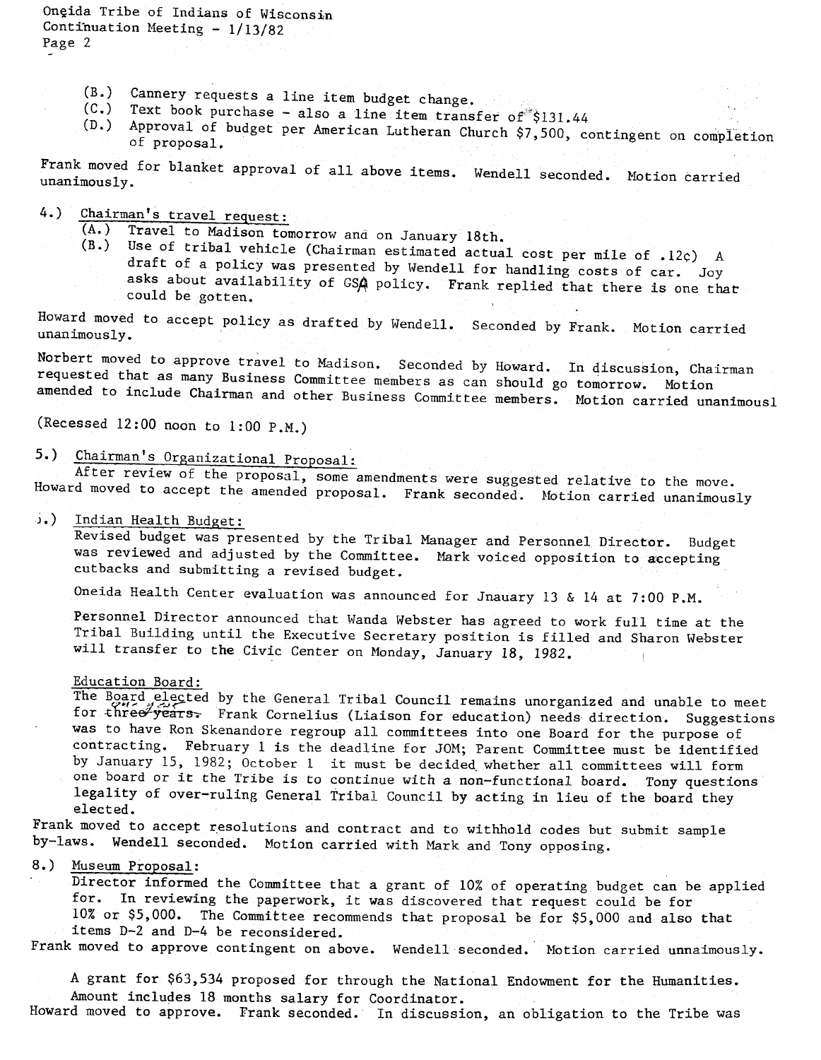(B.) Cannery requests a line item budget change.
(C.) Text book purchase - also a line item transfer of $131.44
(D.) Approval of budget per American Lutheran Church $7,500, contingent on completion of proposal.

Frank moved for blanket approval of all above items. Wendell seconded. Motion carried unanimously.

4.) Chairman's travel request:
(A.) Travel to Madison tomorrow and on January 18th.
(B.) Use of tribal vehicle (Chairman estimated actual cost per mile of .12¢) A draft of a policy was presented by Wendell for handling costs of car. Joy asks about availability of GSA policy. Frank replied that there is one that could be gotten.

Howard moved to accept policy as drafted by Wendell. Seconded by Frank. Motion carried unanimously.

Norbert moved to approve travel to Madison. Seconded by Howard. In discussion, Chairman requested that as many Business Committee members as can should go tomorrow. Motion amended to include Chairman and other Business Committee members. Motion carried unanimousl

(Recessed 12:00 noon to 1:00 P.M.)

5.) Chairman's Organizational Proposal:
After review of the proposal, some amendments were suggested relative to the move. Howard moved to accept the amended proposal. Frank seconded. Motion carried unanimously

6.) Indian Health Budget:
Revised budget was presented by the Tribal Manager and Personnel Director. Budget was reviewed and adjusted by the Committee. Mark voiced opposition to accepting cutbacks and submitting a revised budget.

Oneida Health Center evaluation was announced for Jnauary 13 & 14 at 7:00 P.M.

Personnel Director announced that Wanda Webster has agreed to work full time at the Tribal Building until the Executive Secretary position is filled and Sharon Webster will transfer to the Civic Center on Monday, January 18, 1982.

Education Board:
The Board elected by the General Tribal Council remains unorganized and unable to meet for ~~three years~~ one year. Frank Cornelius (Liaison for education) needs direction. Suggestions was to have Ron Skenandore regroup all committees into one Board for the purpose of contracting. February 1 is the deadline for JOM; Parent Committee must be identified by January 15, 1982; October 1 it must be decided whether all committees will form one board or it the Tribe is to continue with a non-functional board. Tony questions legality of over-ruling General Tribal Council by acting in lieu of the board they elected.

Frank moved to accept resolutions and contract and to withhold codes but submit sample by-laws. Wendell seconded. Motion carried with Mark and Tony opposing.

8.) Museum Proposal:
Director informed the Committee that a grant of 10% of operating budget can be applied for. In reviewing the paperwork, it was discovered that request could be for 10% or $5,000. The Committee recommends that proposal be for $5,000 and also that items D-2 and D-4 be reconsidered.

Frank moved to approve contingent on above. Wendell seconded. Motion carried unnaimously.

A grant for $63,534 proposed for through the National Endowment for the Humanities. Amount includes 18 months salary for Coordinator.

Howard moved to approve. Frank seconded. In discussion, an obligation to the Tribe was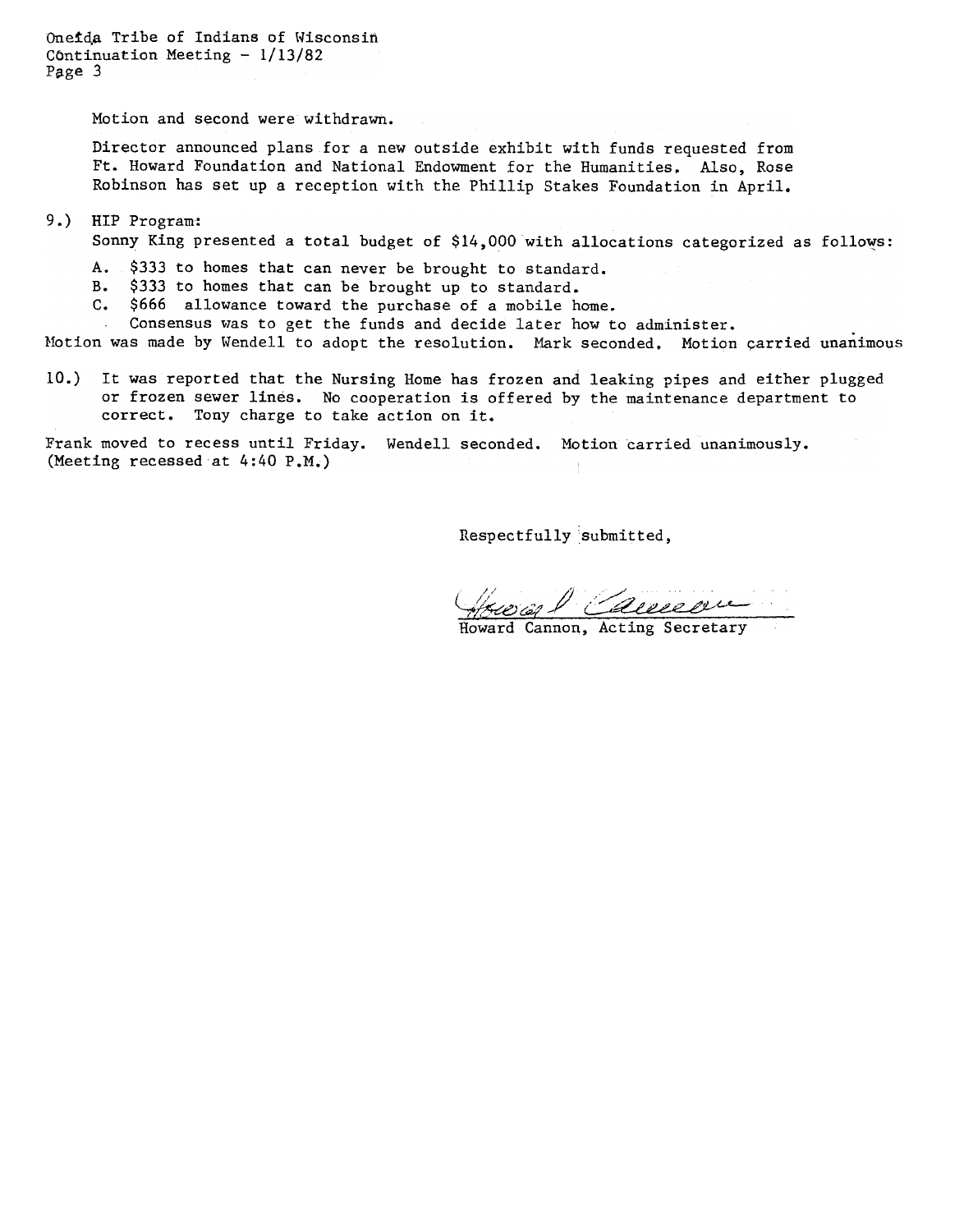Motion and second were withdrawn.

Director announced plans for a new outside exhibit with funds requested from Ft. Howard Foundation and National Endowment for the Humanities. Also, Rose Robinson has set up a reception with the Phillip Stakes Foundation in April.

9.) HIP Program:

Sonny King presented a total budget of $14,000 with allocations categorized as follows:

A. $333 to homes that can never be brought to standard.
B. $333 to homes that can be brought up to standard.
C. $666 allowance toward the purchase of a mobile home.

Consensus was to get the funds and decide later how to administer.

Motion was made by Wendell to adopt the resolution. Mark seconded. Motion carried unanimous

10.) It was reported that the Nursing Home has frozen and leaking pipes and either plugged or frozen sewer lines. No cooperation is offered by the maintenance department to correct. Tony charge to take action on it.

Frank moved to recess until Friday. Wendell seconded. Motion carried unanimously. (Meeting recessed at 4:40 P.M.)

Respectfully submitted,

Howard Cannon, Acting Secretary